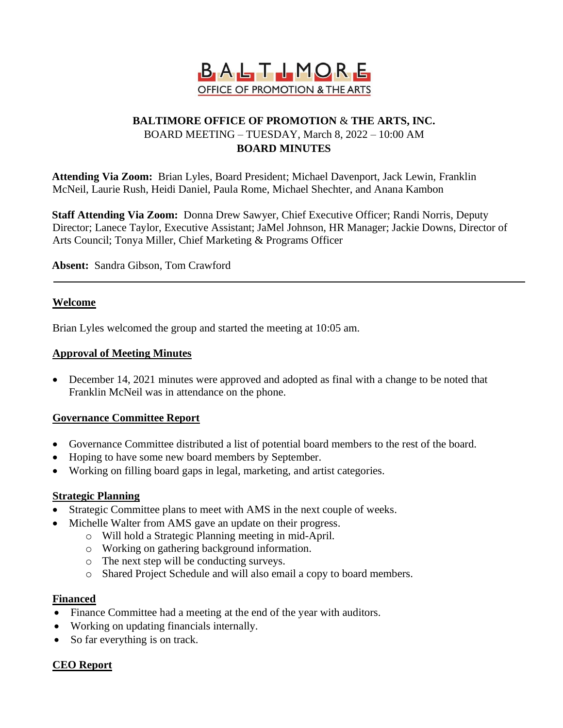BALTIMORE
OFFICE OF PROMOTION & THE ARTS

# BALTIMORE OFFICE OF PROMOTION & THE ARTS, INC.

BOARD MEETING – TUESDAY, March 8, 2022 – 10:00 AM

**BOARD MINUTES**

**Attending Via Zoom:** Brian Lyles, Board President; Michael Davenport, Jack Lewin, Franklin McNeil, Laurie Rush, Heidi Daniel, Paula Rome, Michael Shechter, and Anana Kambon

**Staff Attending Via Zoom:** Donna Drew Sawyer, Chief Executive Officer; Randi Norris, Deputy Director; Lanece Taylor, Executive Assistant; JaMel Johnson, HR Manager; Jackie Downs, Director of Arts Council; Tonya Miller, Chief Marketing & Programs Officer

**Absent:** Sandra Gibson, Tom Crawford

---

## Welcome

Brian Lyles welcomed the group and started the meeting at 10:05 am.

## Approval of Meeting Minutes

- December 14, 2021 minutes were approved and adopted as final with a change to be noted that Franklin McNeil was in attendance on the phone.

## Governance Committee Report

- Governance Committee distributed a list of potential board members to the rest of the board.
- Hoping to have some new board members by September.
- Working on filling board gaps in legal, marketing, and artist categories.

## Strategic Planning

- Strategic Committee plans to meet with AMS in the next couple of weeks.
- Michelle Walter from AMS gave an update on their progress.
  - Will hold a Strategic Planning meeting in mid-April.
  - Working on gathering background information.
  - The next step will be conducting surveys.
  - Shared Project Schedule and will also email a copy to board members.

## Financed

- Finance Committee had a meeting at the end of the year with auditors.
- Working on updating financials internally.
- So far everything is on track.

## CEO Report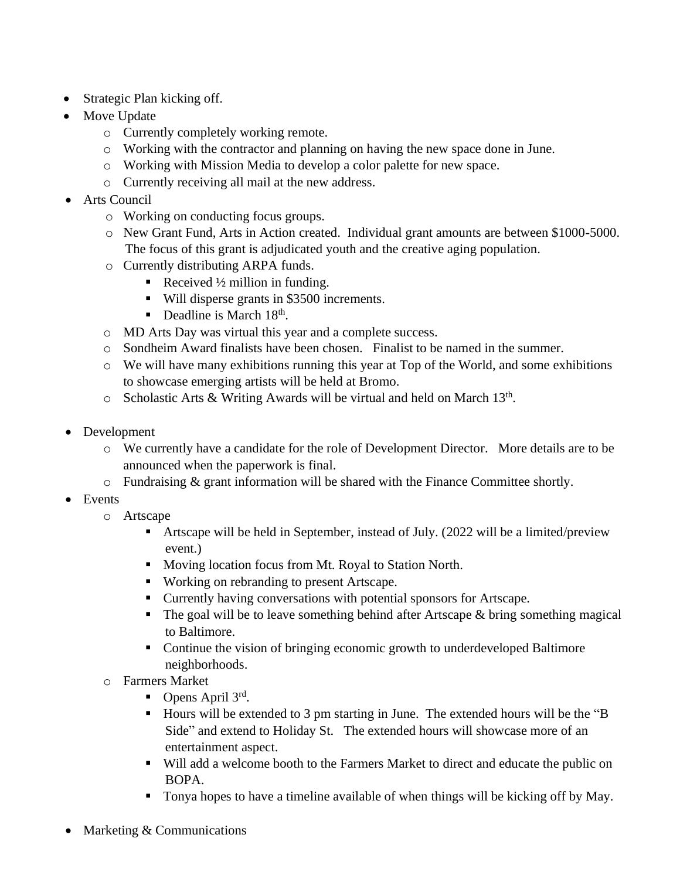- Strategic Plan kicking off.
- Move Update
  - Currently completely working remote.
  - Working with the contractor and planning on having the new space done in June.
  - Working with Mission Media to develop a color palette for new space.
  - Currently receiving all mail at the new address.
- Arts Council
  - Working on conducting focus groups.
  - New Grant Fund, Arts in Action created. Individual grant amounts are between $1000-5000. The focus of this grant is adjudicated youth and the creative aging population.
  - Currently distributing ARPA funds.
    - Received ½ million in funding.
    - Will disperse grants in $3500 increments.
    - Deadline is March 18th.
  - MD Arts Day was virtual this year and a complete success.
  - Sondheim Award finalists have been chosen. Finalist to be named in the summer.
  - We will have many exhibitions running this year at Top of the World, and some exhibitions to showcase emerging artists will be held at Bromo.
  - Scholastic Arts & Writing Awards will be virtual and held on March 13th.

- Development
  - We currently have a candidate for the role of Development Director. More details are to be announced when the paperwork is final.
  - Fundraising & grant information will be shared with the Finance Committee shortly.
- Events
  - Artscape
    - Artscape will be held in September, instead of July. (2022 will be a limited/preview event.)
    - Moving location focus from Mt. Royal to Station North.
    - Working on rebranding to present Artscape.
    - Currently having conversations with potential sponsors for Artscape.
    - The goal will be to leave something behind after Artscape & bring something magical to Baltimore.
    - Continue the vision of bringing economic growth to underdeveloped Baltimore neighborhoods.
  - Farmers Market
    - Opens April 3rd.
    - Hours will be extended to 3 pm starting in June. The extended hours will be the "B Side" and extend to Holiday St. The extended hours will showcase more of an entertainment aspect.
    - Will add a welcome booth to the Farmers Market to direct and educate the public on BOPA.
    - Tonya hopes to have a timeline available of when things will be kicking off by May.

- Marketing & Communications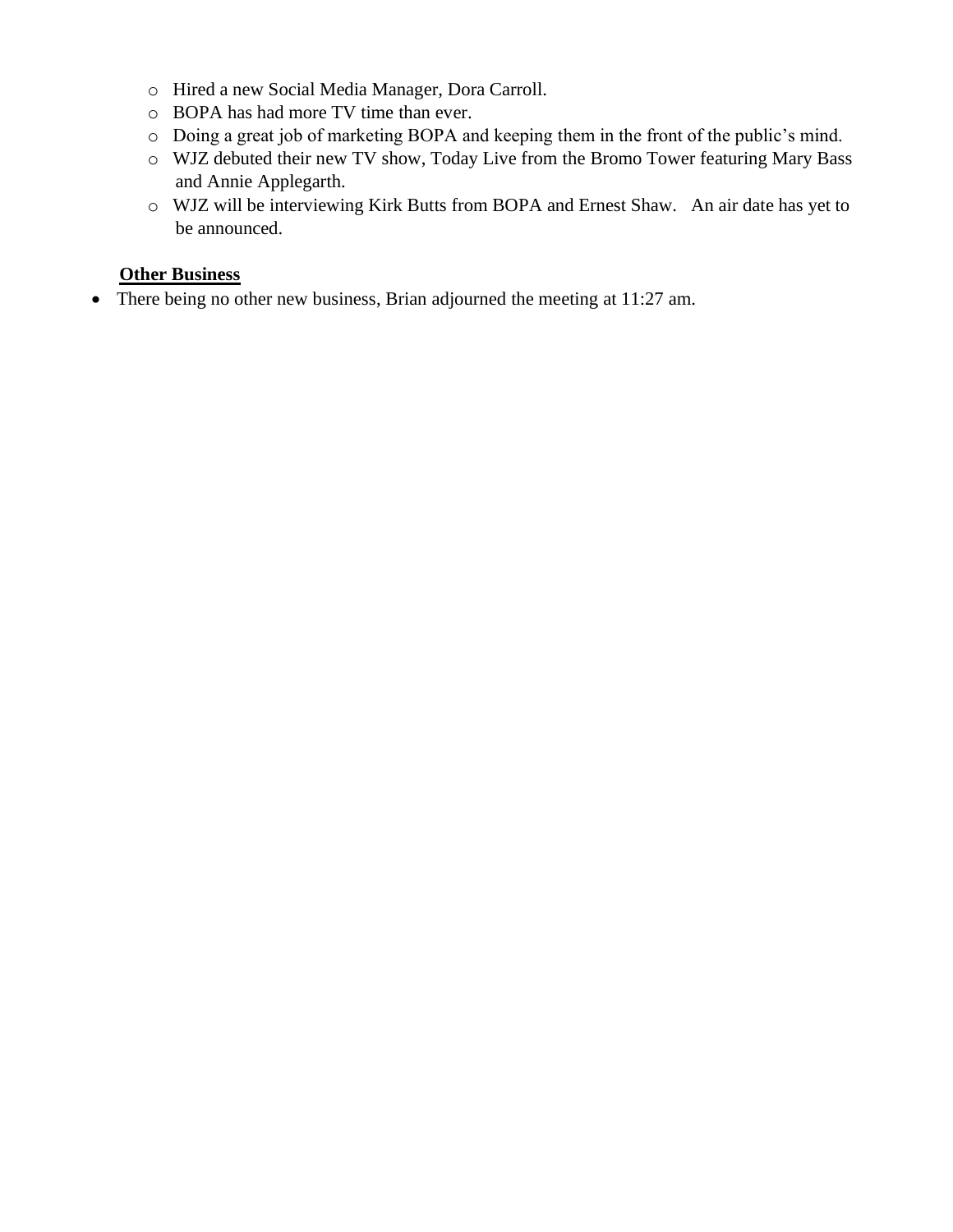- Hired a new Social Media Manager, Dora Carroll.
- BOPA has had more TV time than ever.
- Doing a great job of marketing BOPA and keeping them in the front of the public's mind.
- WJZ debuted their new TV show, Today Live from the Bromo Tower featuring Mary Bass and Annie Applegarth.
- WJZ will be interviewing Kirk Butts from BOPA and Ernest Shaw. An air date has yet to be announced.

**Other Business**

- There being no other new business, Brian adjourned the meeting at 11:27 am.